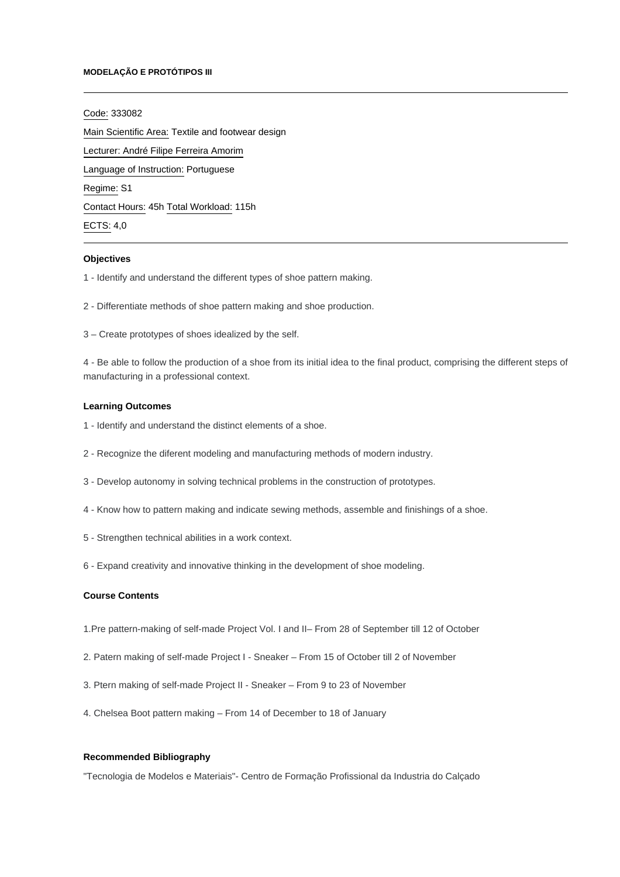# MODELAÇÃO E PROTÓTIPOS III

---

Code: 333082

Main Scientific Area: Textile and footwear design

Lecturer: André Filipe Ferreira Amorim

Language of Instruction: Portuguese

Regime: S1

Contact Hours: 45h Total Workload: 115h

ECTS: 4,0

---

### Objectives

1 - Identify and understand the different types of shoe pattern making.

2 - Differentiate methods of shoe pattern making and shoe production.

3 – Create prototypes of shoes idealized by the self.

4 - Be able to follow the production of a shoe from its initial idea to the final product, comprising the different steps of manufacturing in a professional context.

### Learning Outcomes

1 - Identify and understand the distinct elements of a shoe.

2 - Recognize the diferent modeling and manufacturing methods of modern industry.

3 - Develop autonomy in solving technical problems in the construction of prototypes.

4 - Know how to pattern making and indicate sewing methods, assemble and finishings of a shoe.

5 - Strengthen technical abilities in a work context.

6 - Expand creativity and innovative thinking in the development of shoe modeling.

### Course Contents

1.Pre pattern-making of self-made Project Vol. I and II– From 28 of September till 12 of October

2. Patern making of self-made Project I - Sneaker – From 15 of October till 2 of November

3. Ptern making of self-made Project II - Sneaker – From 9 to 23 of November

4. Chelsea Boot pattern making – From 14 of December to 18 of January

### Recommended Bibliography

"Tecnologia de Modelos e Materiais"- Centro de Formação Profissional da Industria do Calçado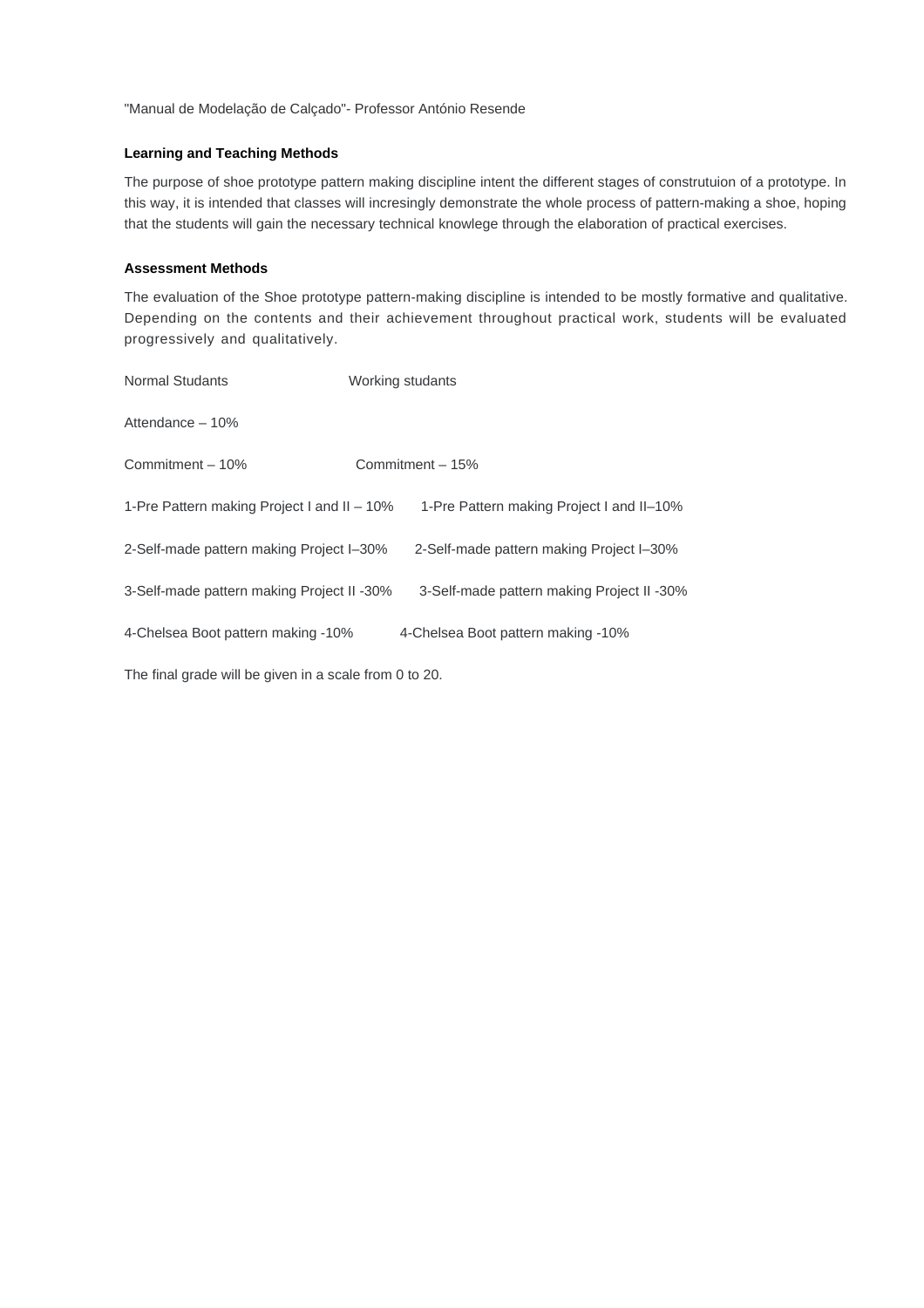"Manual de Modelação de Calçado"- Professor António Resende

**Learning and Teaching Methods**

The purpose of shoe prototype pattern making discipline intent the different stages of construtuion of a prototype. In this way, it is intended that classes will incresingly demonstrate the whole process of pattern-making a shoe, hoping that the students will gain the necessary technical knowlege through the elaboration of practical exercises.

**Assessment Methods**

The evaluation of the Shoe prototype pattern-making discipline is intended to be mostly formative and qualitative. Depending on the contents and their achievement throughout practical work, students will be evaluated progressively and qualitatively.

| Normal Studants | Working studants |
|---|---|
| Attendance – 10% | |
| Commitment – 10% | Commitment – 15% |
| 1-Pre Pattern making Project I and II – 10% | 1-Pre Pattern making Project I and II–10% |
| 2-Self-made pattern making Project I–30% | 2-Self-made pattern making Project I–30% |
| 3-Self-made pattern making Project II -30% | 3-Self-made pattern making Project II -30% |
| 4-Chelsea Boot pattern making -10% | 4-Chelsea Boot pattern making -10% |

The final grade will be given in a scale from 0 to 20.